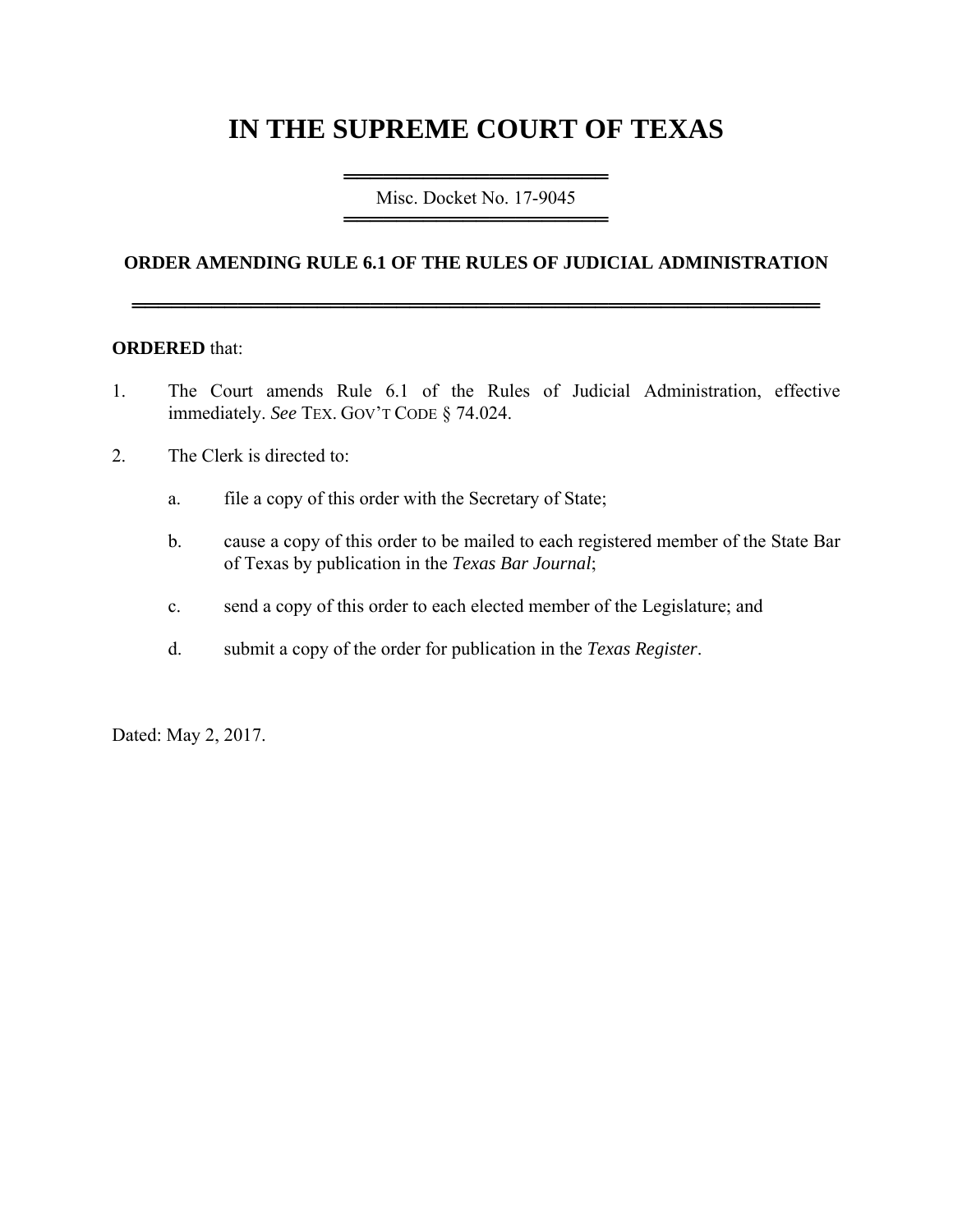# IN THE SUPREME COURT OF TEXAS

Misc. Docket No. 17-9045

## ORDER AMENDING RULE 6.1 OF THE RULES OF JUDICIAL ADMINISTRATION

**ORDERED** that:

1. The Court amends Rule 6.1 of the Rules of Judicial Administration, effective immediately. *See* TEX. GOV'T CODE § 74.024.

2. The Clerk is directed to:

   a. file a copy of this order with the Secretary of State;

   b. cause a copy of this order to be mailed to each registered member of the State Bar of Texas by publication in the *Texas Bar Journal*;

   c. send a copy of this order to each elected member of the Legislature; and

   d. submit a copy of the order for publication in the *Texas Register*.

Dated: May 2, 2017.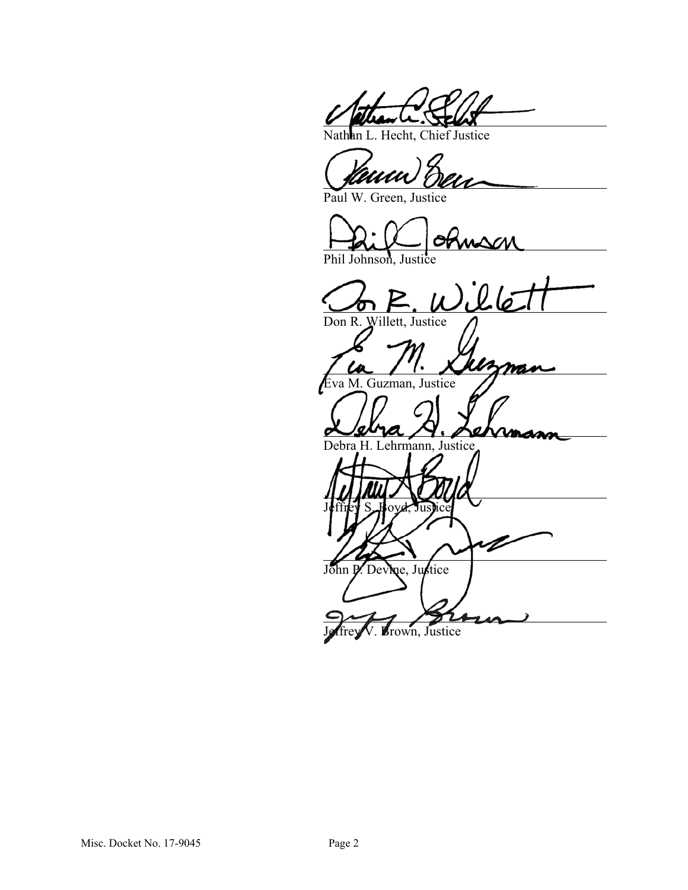______________________________
Nathan L. Hecht, Chief Justice

______________________________
Paul W. Green, Justice

______________________________
Phil Johnson, Justice

______________________________
Don R. Willett, Justice

______________________________
Eva M. Guzman, Justice

______________________________
Debra H. Lehrmann, Justice

______________________________
Jeffrey S. Boyd, Justice

______________________________
John P. Devine, Justice

______________________________
Jeffrey V. Brown, Justice

Misc. Docket No. 17-9045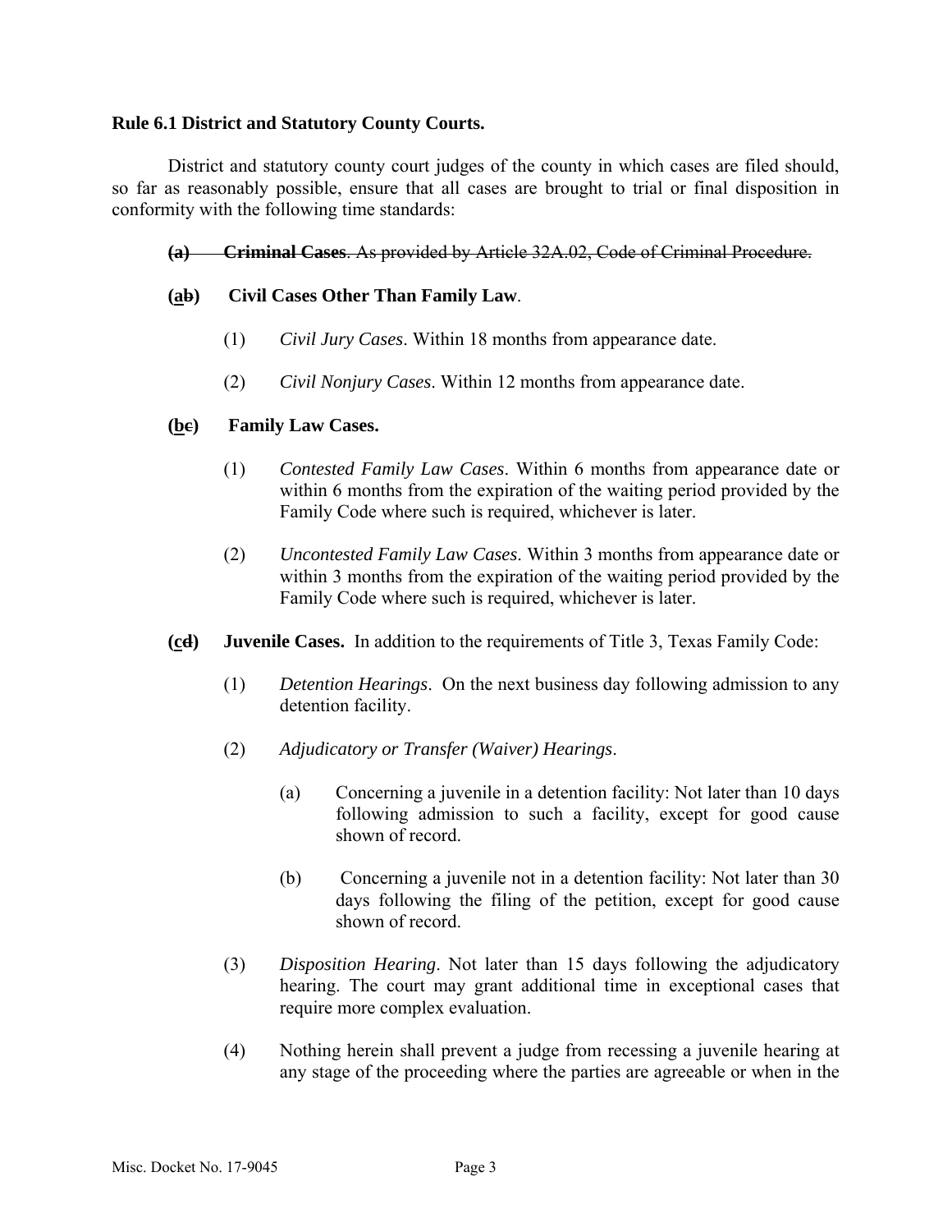**Rule 6.1 District and Statutory County Courts.**

District and statutory county court judges of the county in which cases are filed should, so far as reasonably possible, ensure that all cases are brought to trial or final disposition in conformity with the following time standards:

~~**(a) Criminal Cases**. As provided by Article 32A.02, Code of Criminal Procedure.~~

**(<u>a</u>~~b~~) Civil Cases Other Than Family Law**.

(1) *Civil Jury Cases*. Within 18 months from appearance date.

(2) *Civil Nonjury Cases*. Within 12 months from appearance date.

**(<u>b</u>~~c~~) Family Law Cases.**

(1) *Contested Family Law Cases*. Within 6 months from appearance date or within 6 months from the expiration of the waiting period provided by the Family Code where such is required, whichever is later.

(2) *Uncontested Family Law Cases*. Within 3 months from appearance date or within 3 months from the expiration of the waiting period provided by the Family Code where such is required, whichever is later.

**(<u>c</u>~~d~~) Juvenile Cases.** In addition to the requirements of Title 3, Texas Family Code:

(1) *Detention Hearings*. On the next business day following admission to any detention facility.

(2) *Adjudicatory or Transfer (Waiver) Hearings*.

(a) Concerning a juvenile in a detention facility: Not later than 10 days following admission to such a facility, except for good cause shown of record.

(b) Concerning a juvenile not in a detention facility: Not later than 30 days following the filing of the petition, except for good cause shown of record.

(3) *Disposition Hearing*. Not later than 15 days following the adjudicatory hearing. The court may grant additional time in exceptional cases that require more complex evaluation.

(4) Nothing herein shall prevent a judge from recessing a juvenile hearing at any stage of the proceeding where the parties are agreeable or when in the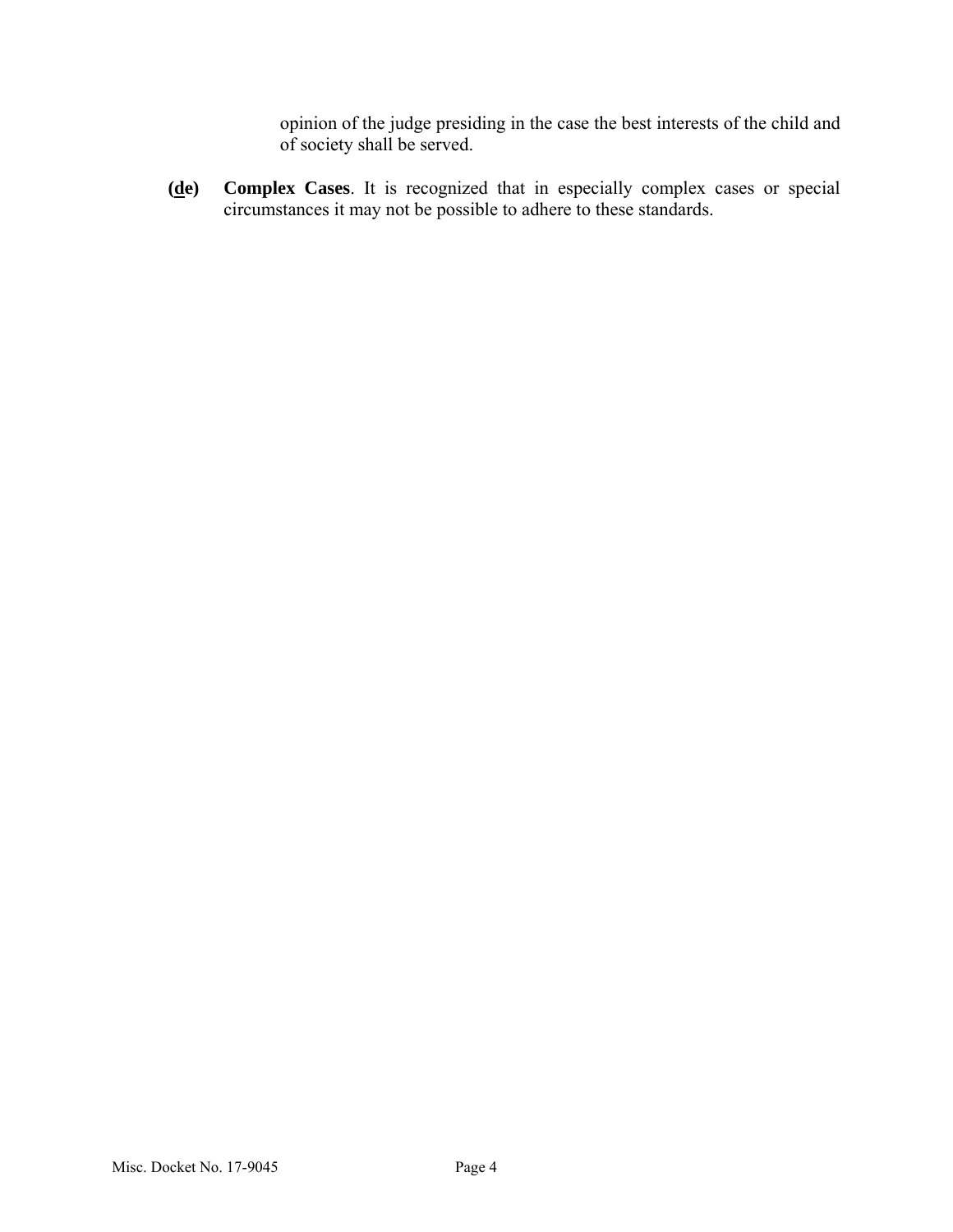opinion of the judge presiding in the case the best interests of the child and of society shall be served.

**(<u>d</u>e)** **Complex Cases**. It is recognized that in especially complex cases or special circumstances it may not be possible to adhere to these standards.